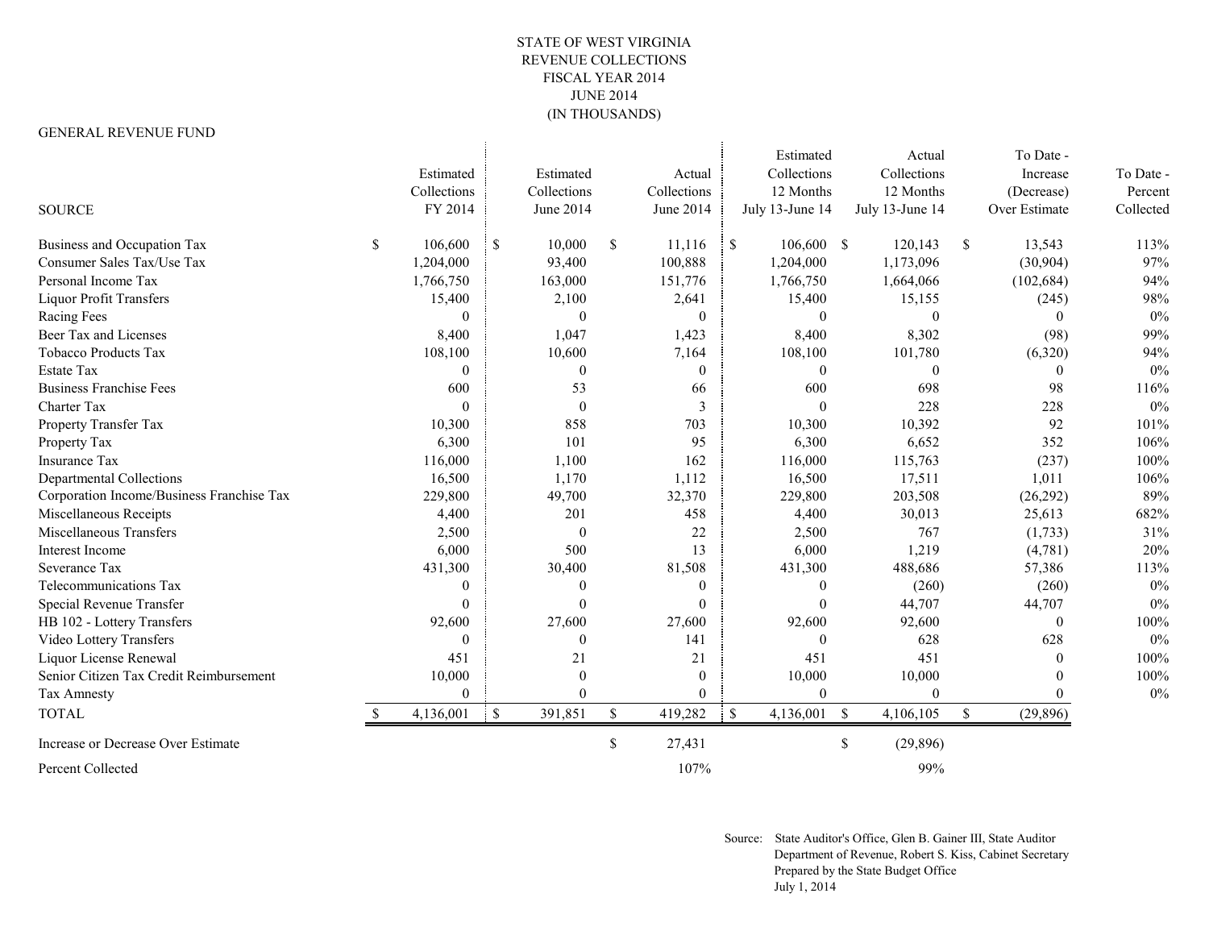# STATE OF WEST VIRGINIA
## REVENUE COLLECTIONS
## FISCAL YEAR 2014
## JUNE 2014
## (IN THOUSANDS)

GENERAL REVENUE FUND

| SOURCE | Estimated Collections FY 2014 | Estimated Collections June 2014 | Actual Collections June 2014 | Estimated Collections 12 Months July 13-June 14 | Actual Collections 12 Months July 13-June 14 | To Date - Increase (Decrease) Over Estimate | To Date - Percent Collected |
|---|---|---|---|---|---|---|---|
| Business and Occupation Tax | $ 106,600 | $ 10,000 | $ 11,116 | $ 106,600 | $ 120,143 | $ 13,543 | 113% |
| Consumer Sales Tax/Use Tax | 1,204,000 | 93,400 | 100,888 | 1,204,000 | 1,173,096 | (30,904) | 97% |
| Personal Income Tax | 1,766,750 | 163,000 | 151,776 | 1,766,750 | 1,664,066 | (102,684) | 94% |
| Liquor Profit Transfers | 15,400 | 2,100 | 2,641 | 15,400 | 15,155 | (245) | 98% |
| Racing Fees | 0 | 0 | 0 | 0 | 0 | 0 | 0% |
| Beer Tax and Licenses | 8,400 | 1,047 | 1,423 | 8,400 | 8,302 | (98) | 99% |
| Tobacco Products Tax | 108,100 | 10,600 | 7,164 | 108,100 | 101,780 | (6,320) | 94% |
| Estate Tax | 0 | 0 | 0 | 0 | 0 | 0 | 0% |
| Business Franchise Fees | 600 | 53 | 66 | 600 | 698 | 98 | 116% |
| Charter Tax | 0 | 0 | 3 | 0 | 228 | 228 | 0% |
| Property Transfer Tax | 10,300 | 858 | 703 | 10,300 | 10,392 | 92 | 101% |
| Property Tax | 6,300 | 101 | 95 | 6,300 | 6,652 | 352 | 106% |
| Insurance Tax | 116,000 | 1,100 | 162 | 116,000 | 115,763 | (237) | 100% |
| Departmental Collections | 16,500 | 1,170 | 1,112 | 16,500 | 17,511 | 1,011 | 106% |
| Corporation Income/Business Franchise Tax | 229,800 | 49,700 | 32,370 | 229,800 | 203,508 | (26,292) | 89% |
| Miscellaneous Receipts | 4,400 | 201 | 458 | 4,400 | 30,013 | 25,613 | 682% |
| Miscellaneous Transfers | 2,500 | 0 | 22 | 2,500 | 767 | (1,733) | 31% |
| Interest Income | 6,000 | 500 | 13 | 6,000 | 1,219 | (4,781) | 20% |
| Severance Tax | 431,300 | 30,400 | 81,508 | 431,300 | 488,686 | 57,386 | 113% |
| Telecommunications Tax | 0 | 0 | 0 | 0 | (260) | (260) | 0% |
| Special Revenue Transfer | 0 | 0 | 0 | 0 | 44,707 | 44,707 | 0% |
| HB 102 - Lottery Transfers | 92,600 | 27,600 | 27,600 | 92,600 | 92,600 | 0 | 100% |
| Video Lottery Transfers | 0 | 0 | 141 | 0 | 628 | 628 | 0% |
| Liquor License Renewal | 451 | 21 | 21 | 451 | 451 | 0 | 100% |
| Senior Citizen Tax Credit Reimbursement | 10,000 | 0 | 0 | 10,000 | 10,000 | 0 | 100% |
| Tax Amnesty | 0 | 0 | 0 | 0 | 0 | 0 | 0% |
| TOTAL | $ 4,136,001 | $ 391,851 | $ 419,282 | $ 4,136,001 | $ 4,106,105 | $ (29,896) | |
| Increase or Decrease Over Estimate | | | $ 27,431 | | $ (29,896) | | |
| Percent Collected | | | 107% | | 99% | | |

Source: State Auditor's Office, Glen B. Gainer III, State Auditor
Department of Revenue, Robert S. Kiss, Cabinet Secretary
Prepared by the State Budget Office
July 1, 2014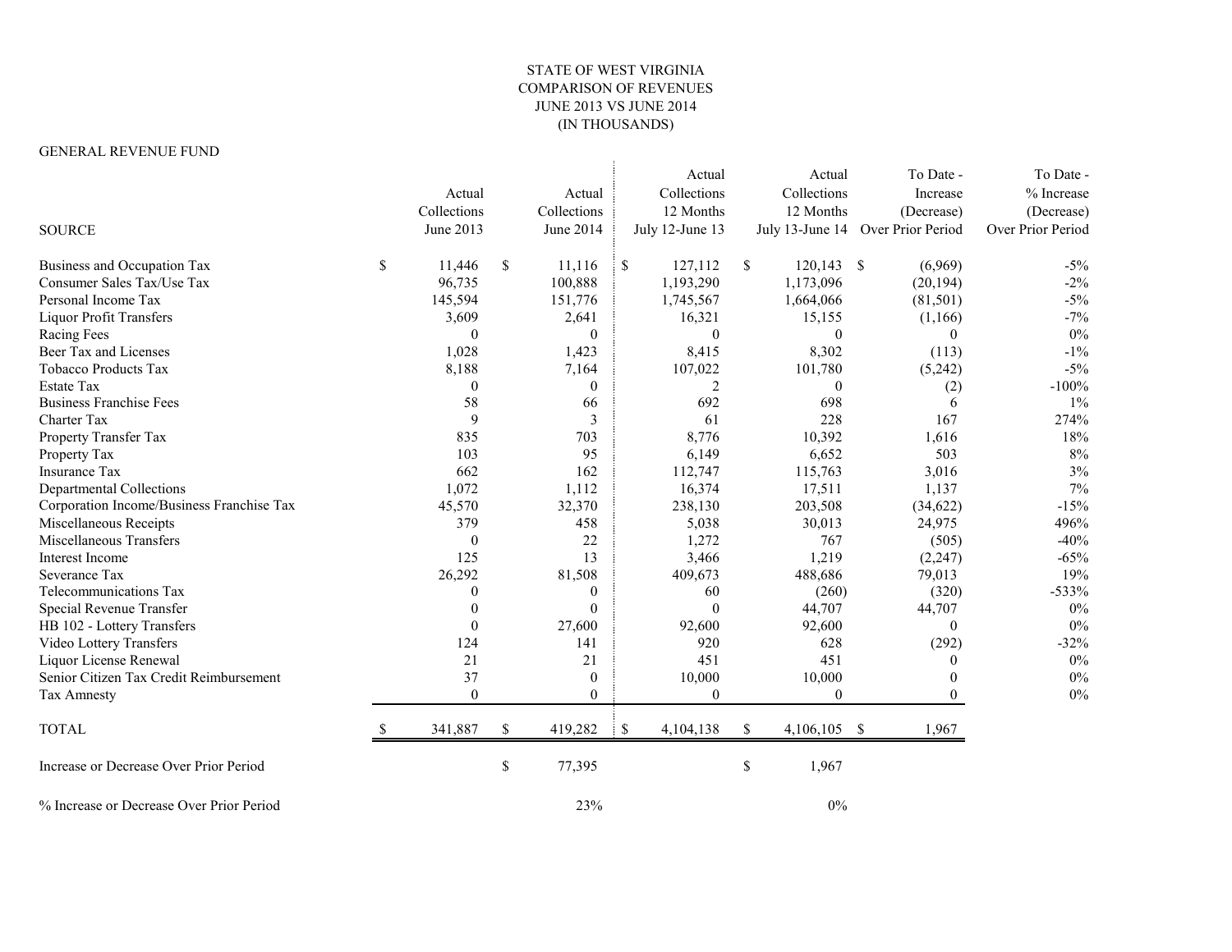STATE OF WEST VIRGINIA
COMPARISON OF REVENUES
JUNE 2013 VS JUNE 2014
(IN THOUSANDS)

GENERAL REVENUE FUND

| SOURCE | Actual Collections June 2013 | Actual Collections June 2014 | Actual Collections 12 Months July 12-June 13 | Actual Collections 12 Months July 13-June 14 | To Date - Increase (Decrease) Over Prior Period | To Date - % Increase (Decrease) Over Prior Period |
|---|---|---|---|---|---|---|
| Business and Occupation Tax | $ 11,446 | $ 11,116 | $ 127,112 | $ 120,143 | $ (6,969) | -5% |
| Consumer Sales Tax/Use Tax | 96,735 | 100,888 | 1,193,290 | 1,173,096 | (20,194) | -2% |
| Personal Income Tax | 145,594 | 151,776 | 1,745,567 | 1,664,066 | (81,501) | -5% |
| Liquor Profit Transfers | 3,609 | 2,641 | 16,321 | 15,155 | (1,166) | -7% |
| Racing Fees | 0 | 0 | 0 | 0 | 0 | 0% |
| Beer Tax and Licenses | 1,028 | 1,423 | 8,415 | 8,302 | (113) | -1% |
| Tobacco Products Tax | 8,188 | 7,164 | 107,022 | 101,780 | (5,242) | -5% |
| Estate Tax | 0 | 0 | 2 | 0 | (2) | -100% |
| Business Franchise Fees | 58 | 66 | 692 | 698 | 6 | 1% |
| Charter Tax | 9 | 3 | 61 | 228 | 167 | 274% |
| Property Transfer Tax | 835 | 703 | 8,776 | 10,392 | 1,616 | 18% |
| Property Tax | 103 | 95 | 6,149 | 6,652 | 503 | 8% |
| Insurance Tax | 662 | 162 | 112,747 | 115,763 | 3,016 | 3% |
| Departmental Collections | 1,072 | 1,112 | 16,374 | 17,511 | 1,137 | 7% |
| Corporation Income/Business Franchise Tax | 45,570 | 32,370 | 238,130 | 203,508 | (34,622) | -15% |
| Miscellaneous Receipts | 379 | 458 | 5,038 | 30,013 | 24,975 | 496% |
| Miscellaneous Transfers | 0 | 22 | 1,272 | 767 | (505) | -40% |
| Interest Income | 125 | 13 | 3,466 | 1,219 | (2,247) | -65% |
| Severance Tax | 26,292 | 81,508 | 409,673 | 488,686 | 79,013 | 19% |
| Telecommunications Tax | 0 | 0 | 60 | (260) | (320) | -533% |
| Special Revenue Transfer | 0 | 0 | 0 | 44,707 | 44,707 | 0% |
| HB 102 - Lottery Transfers | 0 | 27,600 | 92,600 | 92,600 | 0 | 0% |
| Video Lottery Transfers | 124 | 141 | 920 | 628 | (292) | -32% |
| Liquor License Renewal | 21 | 21 | 451 | 451 | 0 | 0% |
| Senior Citizen Tax Credit Reimbursement | 37 | 0 | 10,000 | 10,000 | 0 | 0% |
| Tax Amnesty | 0 | 0 | 0 | 0 | 0 | 0% |
| TOTAL | $ 341,887 | $ 419,282 | $ 4,104,138 | $ 4,106,105 | $ 1,967 | |
| Increase or Decrease Over Prior Period | | $ 77,395 | | $ 1,967 | | |
| % Increase or Decrease Over Prior Period | | 23% | | 0% | | |